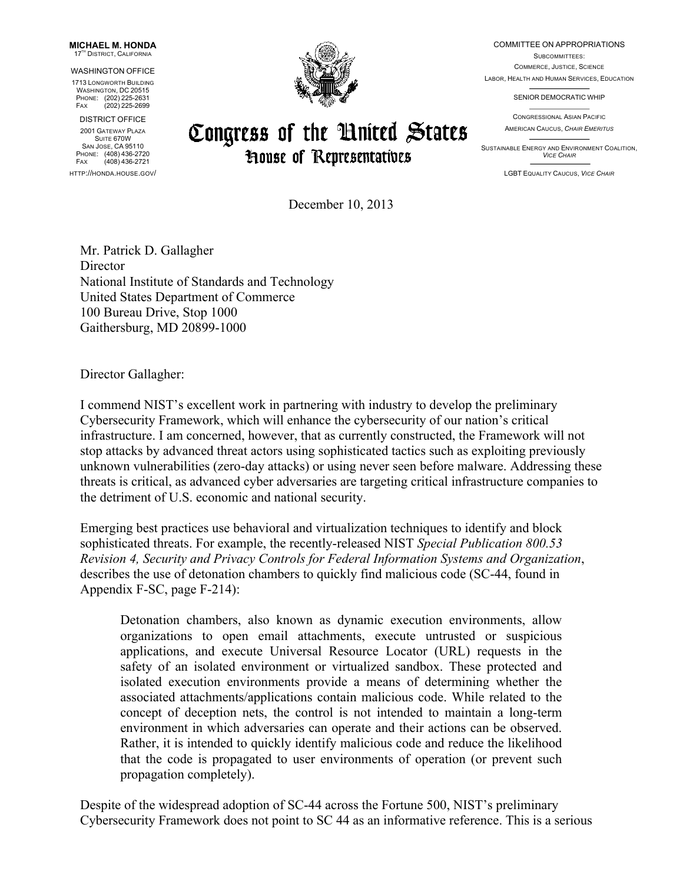**MICHAEL M. HONDA**
17TH DISTRICT, CALIFORNIA

WASHINGTON OFFICE
1713 LONGWORTH BUILDING
WASHINGTON, DC 20515
PHONE: (202) 225-2631
FAX (202) 225-2699

DISTRICT OFFICE
2001 GATEWAY PLAZA
SUITE 670W
SAN JOSE, CA 95110
PHONE: (408) 436-2720
FAX (408) 436-2721

HTTP://HONDA.HOUSE.GOV/

# Congress of the United States
## House of Representatives

COMMITTEE ON APPROPRIATIONS
SUBCOMMITTEES:
COMMERCE, JUSTICE, SCIENCE
LABOR, HEALTH AND HUMAN SERVICES, EDUCATION

SENIOR DEMOCRATIC WHIP

CONGRESSIONAL ASIAN PACIFIC
AMERICAN CAUCUS, *CHAIR EMERITUS*

SUSTAINABLE ENERGY AND ENVIRONMENT COALITION, *VICE CHAIR*

LGBT EQUALITY CAUCUS, *VICE CHAIR*

December 10, 2013

Mr. Patrick D. Gallagher
Director
National Institute of Standards and Technology
United States Department of Commerce
100 Bureau Drive, Stop 1000
Gaithersburg, MD 20899-1000

Director Gallagher:

I commend NIST's excellent work in partnering with industry to develop the preliminary Cybersecurity Framework, which will enhance the cybersecurity of our nation's critical infrastructure. I am concerned, however, that as currently constructed, the Framework will not stop attacks by advanced threat actors using sophisticated tactics such as exploiting previously unknown vulnerabilities (zero-day attacks) or using never seen before malware. Addressing these threats is critical, as advanced cyber adversaries are targeting critical infrastructure companies to the detriment of U.S. economic and national security.

Emerging best practices use behavioral and virtualization techniques to identify and block sophisticated threats. For example, the recently-released NIST *Special Publication 800.53 Revision 4, Security and Privacy Controls for Federal Information Systems and Organization*, describes the use of detonation chambers to quickly find malicious code (SC-44, found in Appendix F-SC, page F-214):

> Detonation chambers, also known as dynamic execution environments, allow organizations to open email attachments, execute untrusted or suspicious applications, and execute Universal Resource Locator (URL) requests in the safety of an isolated environment or virtualized sandbox. These protected and isolated execution environments provide a means of determining whether the associated attachments/applications contain malicious code. While related to the concept of deception nets, the control is not intended to maintain a long-term environment in which adversaries can operate and their actions can be observed. Rather, it is intended to quickly identify malicious code and reduce the likelihood that the code is propagated to user environments of operation (or prevent such propagation completely).

Despite of the widespread adoption of SC-44 across the Fortune 500, NIST's preliminary Cybersecurity Framework does not point to SC 44 as an informative reference. This is a serious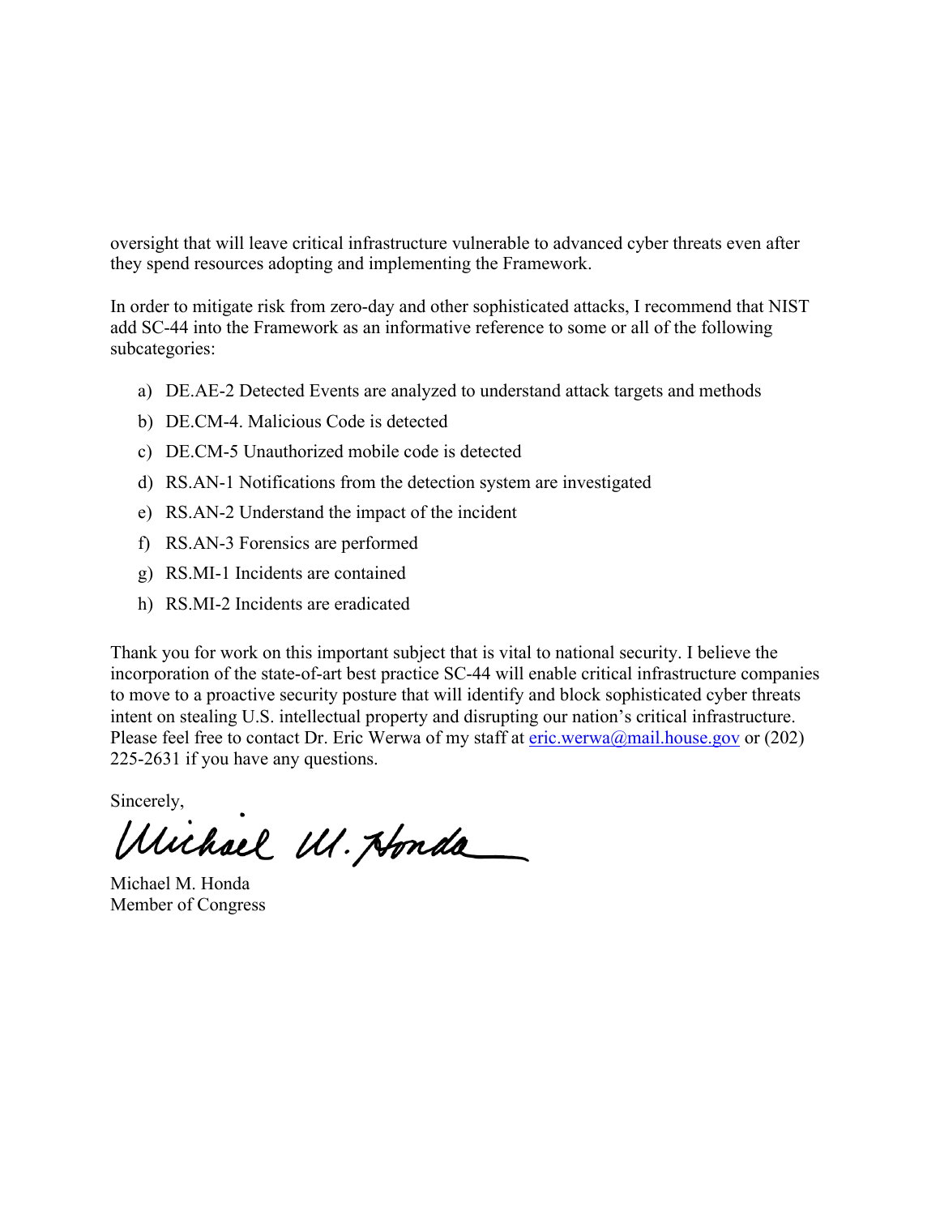oversight that will leave critical infrastructure vulnerable to advanced cyber threats even after they spend resources adopting and implementing the Framework.

In order to mitigate risk from zero-day and other sophisticated attacks, I recommend that NIST add SC-44 into the Framework as an informative reference to some or all of the following subcategories:

a) DE.AE-2 Detected Events are analyzed to understand attack targets and methods
b) DE.CM-4. Malicious Code is detected
c) DE.CM-5 Unauthorized mobile code is detected
d) RS.AN-1 Notifications from the detection system are investigated
e) RS.AN-2 Understand the impact of the incident
f) RS.AN-3 Forensics are performed
g) RS.MI-1 Incidents are contained
h) RS.MI-2 Incidents are eradicated

Thank you for work on this important subject that is vital to national security. I believe the incorporation of the state-of-art best practice SC-44 will enable critical infrastructure companies to move to a proactive security posture that will identify and block sophisticated cyber threats intent on stealing U.S. intellectual property and disrupting our nation's critical infrastructure. Please feel free to contact Dr. Eric Werwa of my staff at eric.werwa@mail.house.gov or (202) 225-2631 if you have any questions.

Sincerely,

Michael M. Honda
Member of Congress